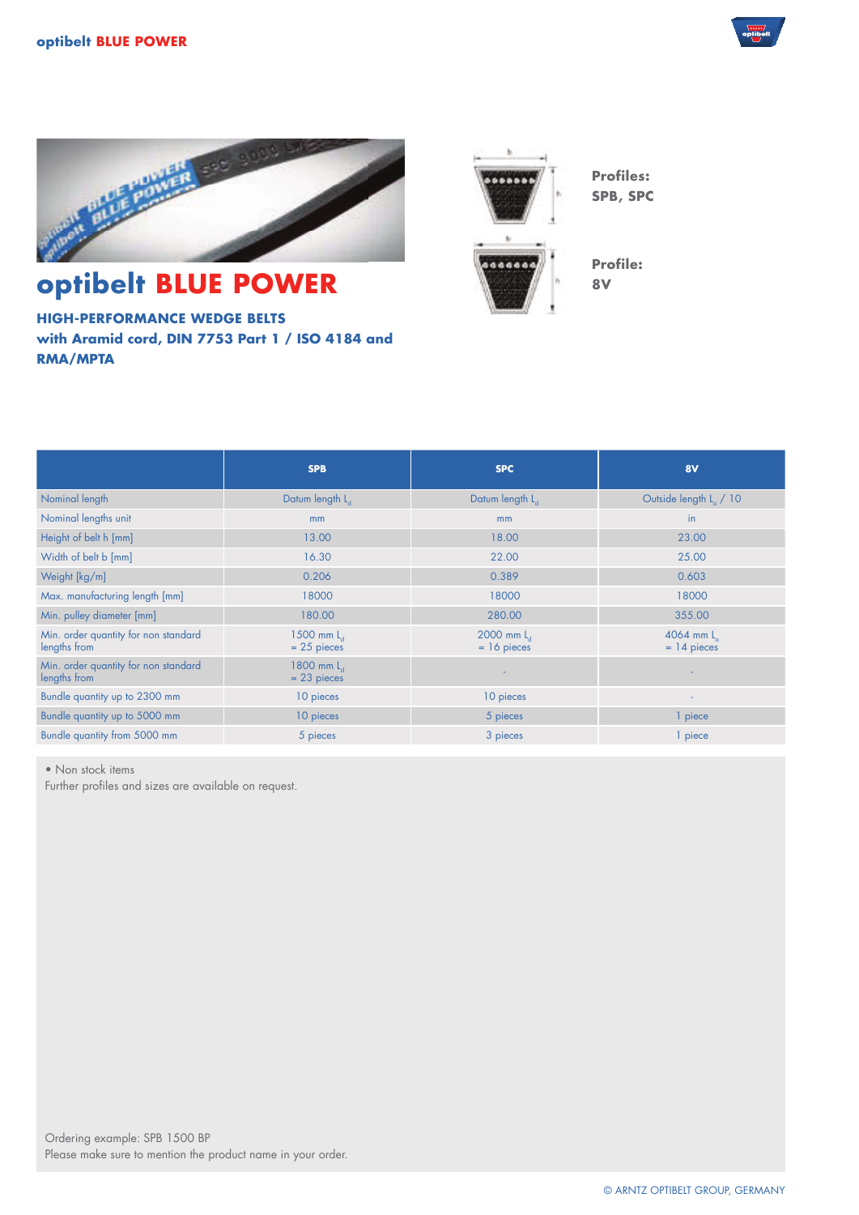# optibelt BLUE POWER

**HIGH-PERFORMANCE WEDGE BELTS**
**with Aramid cord, DIN 7753 Part 1 / ISO 4184 and RMA/MPTA**

**Profiles:**
**SPB, SPC**

**Profile:**
**8V**

| | SPB | SPC | 8V |
|---|---|---|---|
| Nominal length | Datum length $L_d$ | Datum length $L_d$ | Outside length $L_a$ / 10 |
| Nominal lengths unit | mm | mm | in |
| Height of belt h [mm] | 13.00 | 18.00 | 23.00 |
| Width of belt b [mm] | 16.30 | 22.00 | 25.00 |
| Weight [kg/m] | 0.206 | 0.389 | 0.603 |
| Max. manufacturing length [mm] | 18000 | 18000 | 18000 |
| Min. pulley diameter [mm] | 180.00 | 280.00 | 355.00 |
| Min. order quantity for non standard lengths from | 1500 mm $L_d$ = 25 pieces | 2000 mm $L_d$ = 16 pieces | 4064 mm $L_a$ = 14 pieces |
| Min. order quantity for non standard lengths from | 1800 mm $L_d$ = 23 pieces | - | - |
| Bundle quantity up to 2300 mm | 10 pieces | 10 pieces | - |
| Bundle quantity up to 5000 mm | 10 pieces | 5 pieces | 1 piece |
| Bundle quantity from 5000 mm | 5 pieces | 3 pieces | 1 piece |

• Non stock items
Further profiles and sizes are available on request.

Ordering example: SPB 1500 BP
Please make sure to mention the product name in your order.

© ARNTZ OPTIBELT GROUP, GERMANY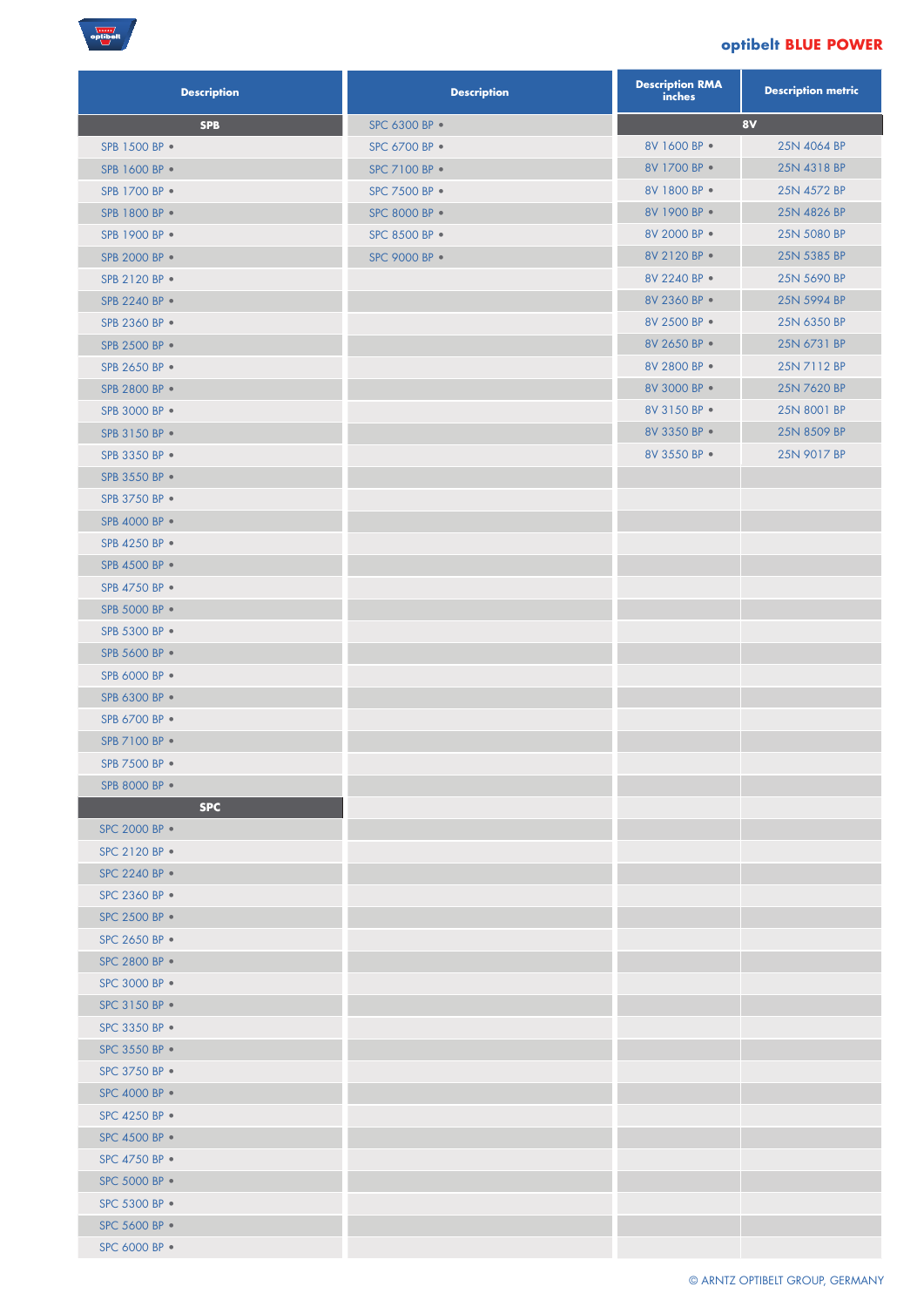optibelt **BLUE POWER**

| Description | Description | Description RMA inches | Description metric |
|---|---|---|---|
| **SPB** | SPC 6300 BP • | **8V** | |
| SPB 1500 BP • | SPC 6700 BP • | 8V 1600 BP • | 25N 4064 BP |
| SPB 1600 BP • | SPC 7100 BP • | 8V 1700 BP • | 25N 4318 BP |
| SPB 1700 BP • | SPC 7500 BP • | 8V 1800 BP • | 25N 4572 BP |
| SPB 1800 BP • | SPC 8000 BP • | 8V 1900 BP • | 25N 4826 BP |
| SPB 1900 BP • | SPC 8500 BP • | 8V 2000 BP • | 25N 5080 BP |
| SPB 2000 BP • | SPC 9000 BP • | 8V 2120 BP • | 25N 5385 BP |
| SPB 2120 BP • | | 8V 2240 BP • | 25N 5690 BP |
| SPB 2240 BP • | | 8V 2360 BP • | 25N 5994 BP |
| SPB 2360 BP • | | 8V 2500 BP • | 25N 6350 BP |
| SPB 2500 BP • | | 8V 2650 BP • | 25N 6731 BP |
| SPB 2650 BP • | | 8V 2800 BP • | 25N 7112 BP |
| SPB 2800 BP • | | 8V 3000 BP • | 25N 7620 BP |
| SPB 3000 BP • | | 8V 3150 BP • | 25N 8001 BP |
| SPB 3150 BP • | | 8V 3350 BP • | 25N 8509 BP |
| SPB 3350 BP • | | 8V 3550 BP • | 25N 9017 BP |
| SPB 3550 BP • | | | |
| SPB 3750 BP • | | | |
| SPB 4000 BP • | | | |
| SPB 4250 BP • | | | |
| SPB 4500 BP • | | | |
| SPB 4750 BP • | | | |
| SPB 5000 BP • | | | |
| SPB 5300 BP • | | | |
| SPB 5600 BP • | | | |
| SPB 6000 BP • | | | |
| SPB 6300 BP • | | | |
| SPB 6700 BP • | | | |
| SPB 7100 BP • | | | |
| SPB 7500 BP • | | | |
| SPB 8000 BP • | | | |
| **SPC** | | | |
| SPC 2000 BP • | | | |
| SPC 2120 BP • | | | |
| SPC 2240 BP • | | | |
| SPC 2360 BP • | | | |
| SPC 2500 BP • | | | |
| SPC 2650 BP • | | | |
| SPC 2800 BP • | | | |
| SPC 3000 BP • | | | |
| SPC 3150 BP • | | | |
| SPC 3350 BP • | | | |
| SPC 3550 BP • | | | |
| SPC 3750 BP • | | | |
| SPC 4000 BP • | | | |
| SPC 4250 BP • | | | |
| SPC 4500 BP • | | | |
| SPC 4750 BP • | | | |
| SPC 5000 BP • | | | |
| SPC 5300 BP • | | | |
| SPC 5600 BP • | | | |
| SPC 6000 BP • | | | |

© ARNTZ OPTIBELT GROUP, GERMANY